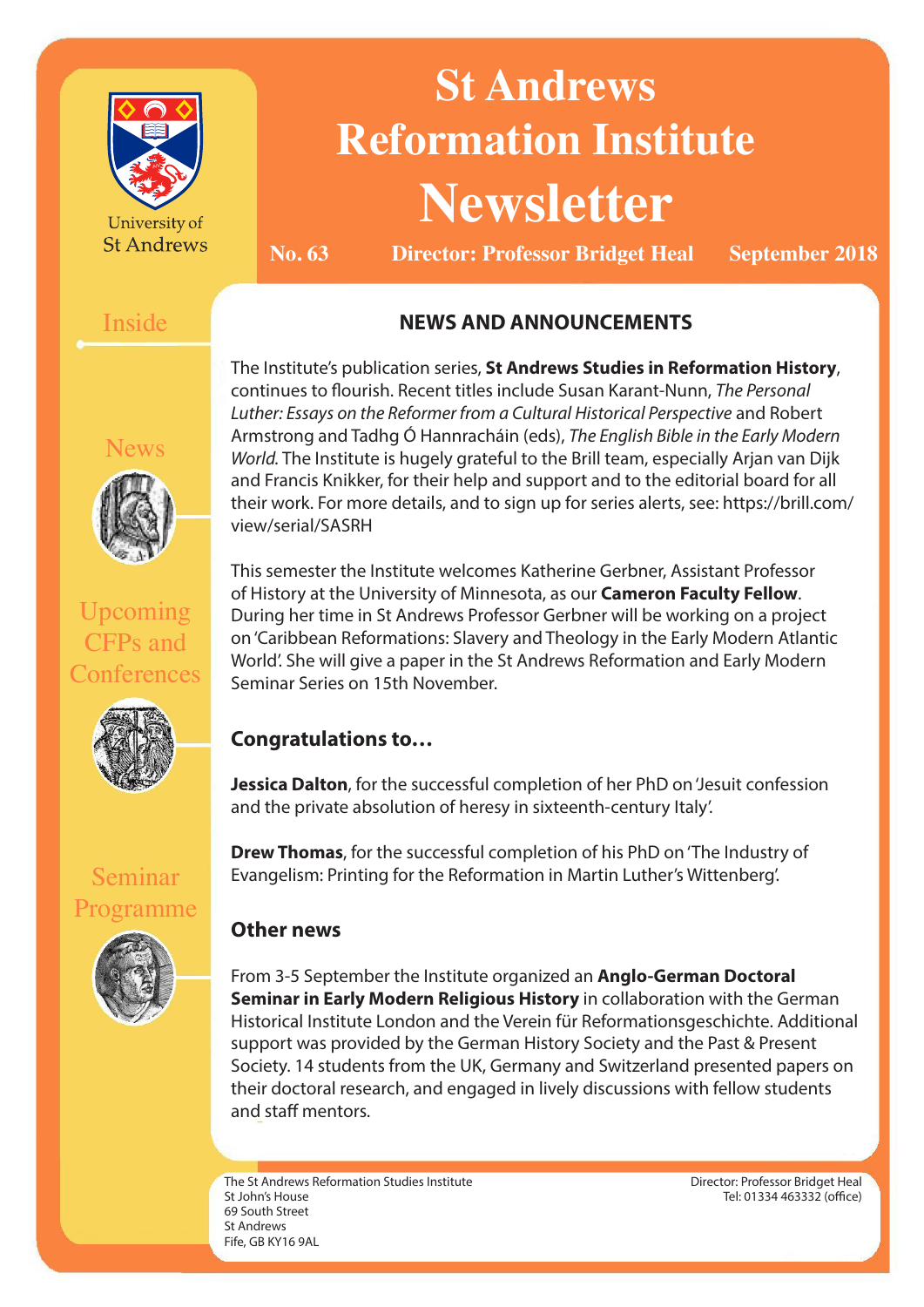# St Andrews Reformation Institute Newsletter

**No. 63** **Director: Professor Bridget Heal** **September 2018**

University of St Andrews

Inside

- News
- Upcoming CFPs and Conferences
- Seminar Programme

## NEWS AND ANNOUNCEMENTS

The Institute's publication series, **St Andrews Studies in Reformation History**, continues to flourish. Recent titles include Susan Karant-Nunn, *The Personal Luther: Essays on the Reformer from a Cultural Historical Perspective* and Robert Armstrong and Tadhg Ó Hannracháin (eds), *The English Bible in the Early Modern World*. The Institute is hugely grateful to the Brill team, especially Arjan van Dijk and Francis Knikker, for their help and support and to the editorial board for all their work. For more details, and to sign up for series alerts, see: https://brill.com/view/serial/SASRH

This semester the Institute welcomes Katherine Gerbner, Assistant Professor of History at the University of Minnesota, as our **Cameron Faculty Fellow**. During her time in St Andrews Professor Gerbner will be working on a project on 'Caribbean Reformations: Slavery and Theology in the Early Modern Atlantic World'. She will give a paper in the St Andrews Reformation and Early Modern Seminar Series on 15th November.

### Congratulations to…

**Jessica Dalton**, for the successful completion of her PhD on 'Jesuit confession and the private absolution of heresy in sixteenth-century Italy'.

**Drew Thomas**, for the successful completion of his PhD on 'The Industry of Evangelism: Printing for the Reformation in Martin Luther's Wittenberg'.

### Other news

From 3-5 September the Institute organized an **Anglo-German Doctoral Seminar in Early Modern Religious History** in collaboration with the German Historical Institute London and the Verein für Reformationsgeschichte. Additional support was provided by the German History Society and the Past & Present Society. 14 students from the UK, Germany and Switzerland presented papers on their doctoral research, and engaged in lively discussions with fellow students and staff mentors.

The St Andrews Reformation Studies Institute
St John's House
69 South Street
St Andrews
Fife, GB KY16 9AL

Director: Professor Bridget Heal
Tel: 01334 463332 (office)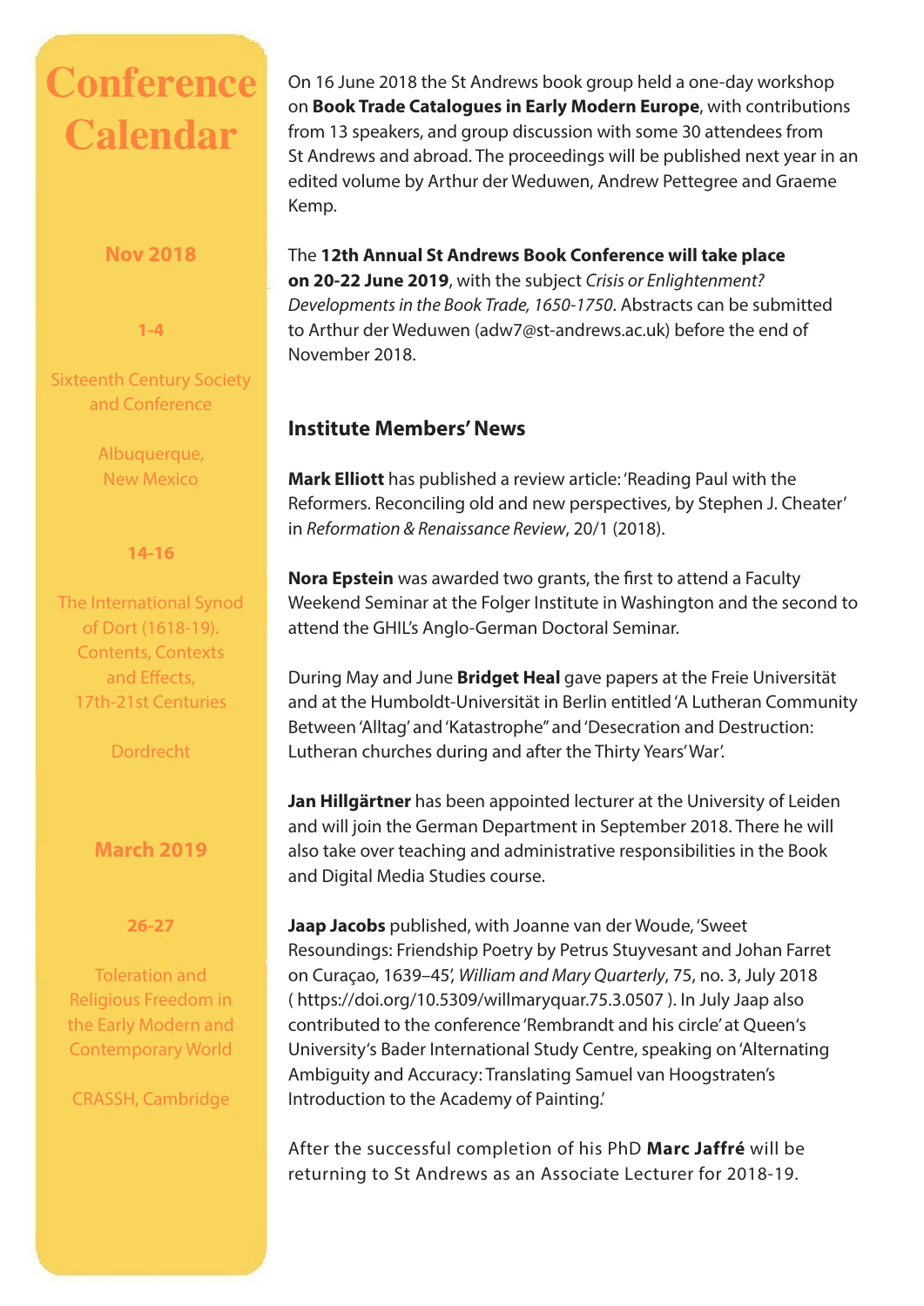# Conference Calendar

**Nov 2018**

**1-4**

Sixteenth Century Society and Conference

Albuquerque, New Mexico

**14-16**

The International Synod of Dort (1618-19). Contents, Contexts and Effects, 17th-21st Centuries

Dordrecht

**March 2019**

**26-27**

Toleration and Religious Freedom in the Early Modern and Contemporary World

CRASSH, Cambridge

On 16 June 2018 the St Andrews book group held a one-day workshop on **Book Trade Catalogues in Early Modern Europe**, with contributions from 13 speakers, and group discussion with some 30 attendees from St Andrews and abroad. The proceedings will be published next year in an edited volume by Arthur der Weduwen, Andrew Pettegree and Graeme Kemp.

The **12th Annual St Andrews Book Conference will take place on 20-22 June 2019**, with the subject *Crisis or Enlightenment? Developments in the Book Trade, 1650-1750*. Abstracts can be submitted to Arthur der Weduwen (adw7@st-andrews.ac.uk) before the end of November 2018.

## Institute Members' News

**Mark Elliott** has published a review article: 'Reading Paul with the Reformers. Reconciling old and new perspectives, by Stephen J. Cheater' in *Reformation & Renaissance Review*, 20/1 (2018).

**Nora Epstein** was awarded two grants, the first to attend a Faculty Weekend Seminar at the Folger Institute in Washington and the second to attend the GHIL's Anglo-German Doctoral Seminar.

During May and June **Bridget Heal** gave papers at the Freie Universität and at the Humboldt-Universität in Berlin entitled 'A Lutheran Community Between 'Alltag' and 'Katastrophe" and 'Desecration and Destruction: Lutheran churches during and after the Thirty Years' War'.

**Jan Hillgärtner** has been appointed lecturer at the University of Leiden and will join the German Department in September 2018. There he will also take over teaching and administrative responsibilities in the Book and Digital Media Studies course.

**Jaap Jacobs** published, with Joanne van der Woude, 'Sweet Resoundings: Friendship Poetry by Petrus Stuyvesant and Johan Farret on Curaçao, 1639–45', *William and Mary Quarterly*, 75, no. 3, July 2018 ( https://doi.org/10.5309/willmaryquar.75.3.0507 ). In July Jaap also contributed to the conference 'Rembrandt and his circle' at Queen's University's Bader International Study Centre, speaking on 'Alternating Ambiguity and Accuracy: Translating Samuel van Hoogstraten's Introduction to the Academy of Painting.'

After the successful completion of his PhD **Marc Jaffré** will be returning to St Andrews as an Associate Lecturer for 2018-19.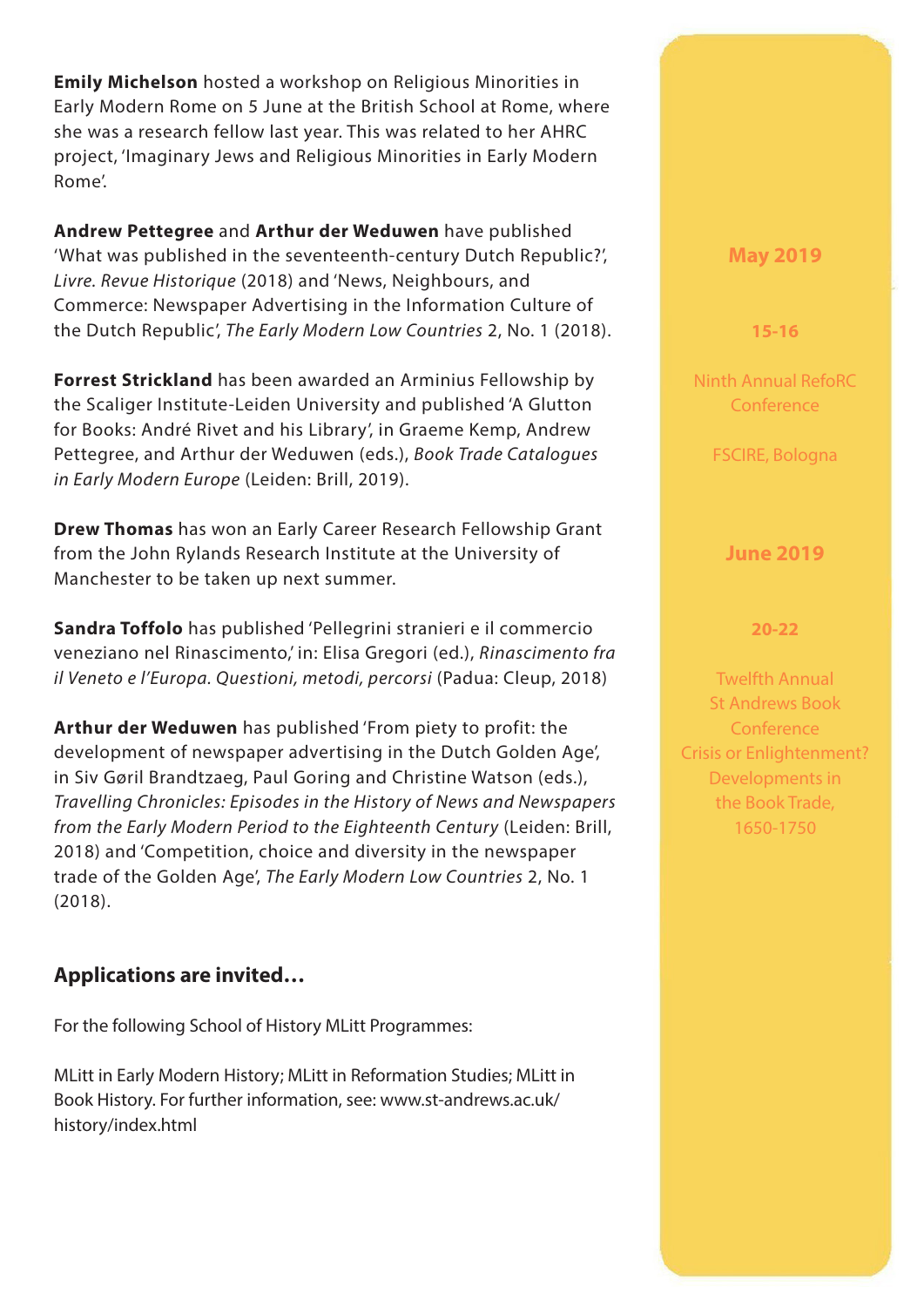**Emily Michelson** hosted a workshop on Religious Minorities in Early Modern Rome on 5 June at the British School at Rome, where she was a research fellow last year. This was related to her AHRC project, 'Imaginary Jews and Religious Minorities in Early Modern Rome'.

**Andrew Pettegree** and **Arthur der Weduwen** have published 'What was published in the seventeenth-century Dutch Republic?', *Livre. Revue Historique* (2018) and 'News, Neighbours, and Commerce: Newspaper Advertising in the Information Culture of the Dutch Republic', *The Early Modern Low Countries* 2, No. 1 (2018).

**Forrest Strickland** has been awarded an Arminius Fellowship by the Scaliger Institute-Leiden University and published 'A Glutton for Books: André Rivet and his Library', in Graeme Kemp, Andrew Pettegree, and Arthur der Weduwen (eds.), *Book Trade Catalogues in Early Modern Europe* (Leiden: Brill, 2019).

**Drew Thomas** has won an Early Career Research Fellowship Grant from the John Rylands Research Institute at the University of Manchester to be taken up next summer.

**Sandra Toffolo** has published 'Pellegrini stranieri e il commercio veneziano nel Rinascimento,' in: Elisa Gregori (ed.), *Rinascimento fra il Veneto e l'Europa. Questioni, metodi, percorsi* (Padua: Cleup, 2018)

**Arthur der Weduwen** has published 'From piety to profit: the development of newspaper advertising in the Dutch Golden Age', in Siv Gøril Brandtzaeg, Paul Goring and Christine Watson (eds.), *Travelling Chronicles: Episodes in the History of News and Newspapers from the Early Modern Period to the Eighteenth Century* (Leiden: Brill, 2018) and 'Competition, choice and diversity in the newspaper trade of the Golden Age', *The Early Modern Low Countries* 2, No. 1 (2018).

## Applications are invited…

For the following School of History MLitt Programmes:

MLitt in Early Modern History; MLitt in Reformation Studies; MLitt in Book History. For further information, see: www.st-andrews.ac.uk/history/index.html

**May 2019**

**15-16**

Ninth Annual RefoRC Conference

FSCIRE, Bologna

**June 2019**

**20-22**

Twelfth Annual St Andrews Book Conference
Crisis or Enlightenment? Developments in the Book Trade, 1650-1750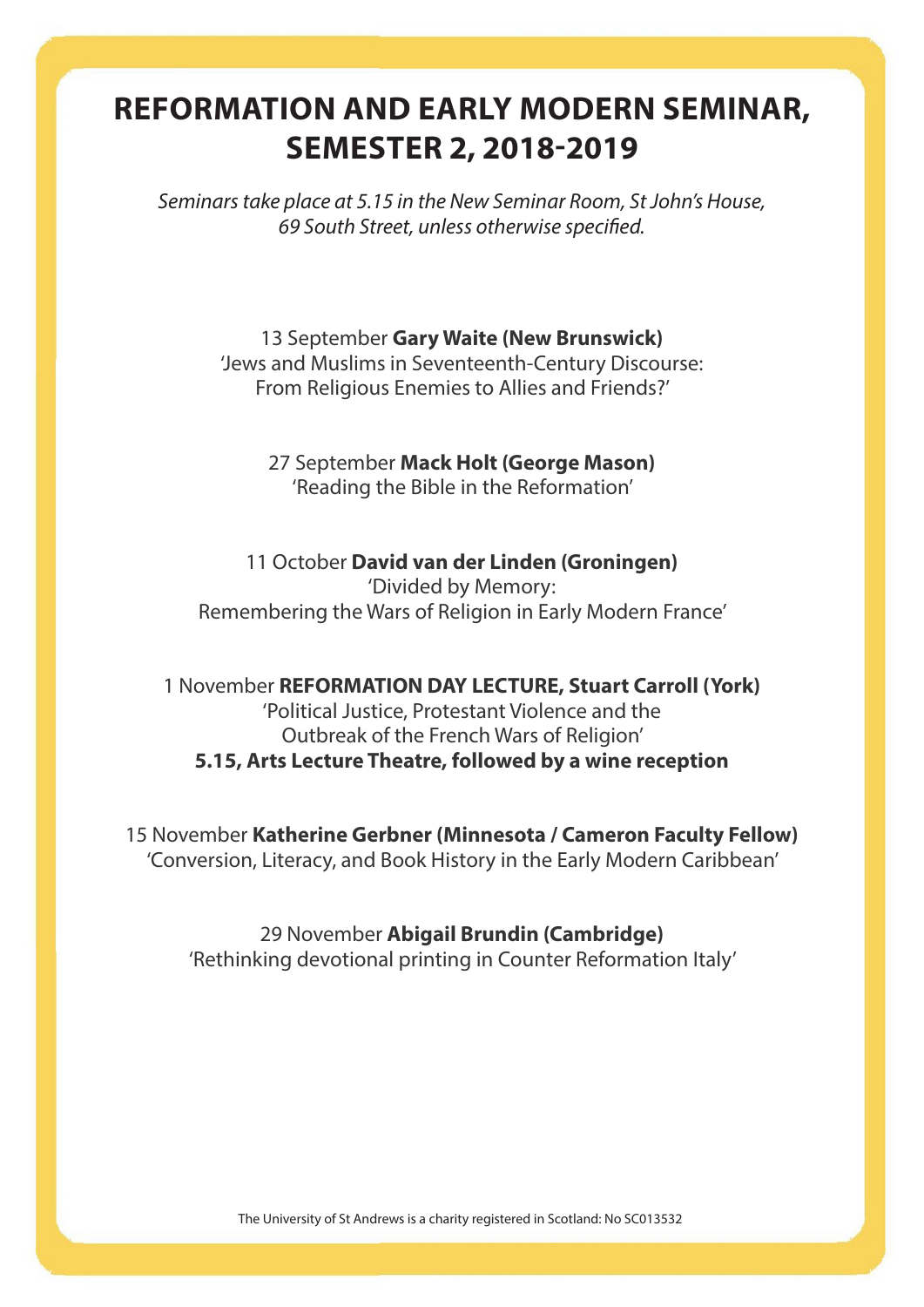# REFORMATION AND EARLY MODERN SEMINAR, SEMESTER 2, 2018-2019

*Seminars take place at 5.15 in the New Seminar Room, St John's House, 69 South Street, unless otherwise specified.*

13 September **Gary Waite (New Brunswick)**
'Jews and Muslims in Seventeenth-Century Discourse: From Religious Enemies to Allies and Friends?'

27 September **Mack Holt (George Mason)**
'Reading the Bible in the Reformation'

11 October **David van der Linden (Groningen)**
'Divided by Memory: Remembering the Wars of Religion in Early Modern France'

1 November **REFORMATION DAY LECTURE, Stuart Carroll (York)**
'Political Justice, Protestant Violence and the Outbreak of the French Wars of Religion'
**5.15, Arts Lecture Theatre, followed by a wine reception**

15 November **Katherine Gerbner (Minnesota / Cameron Faculty Fellow)**
'Conversion, Literacy, and Book History in the Early Modern Caribbean'

29 November **Abigail Brundin (Cambridge)**
'Rethinking devotional printing in Counter Reformation Italy'

The University of St Andrews is a charity registered in Scotland: No SC013532